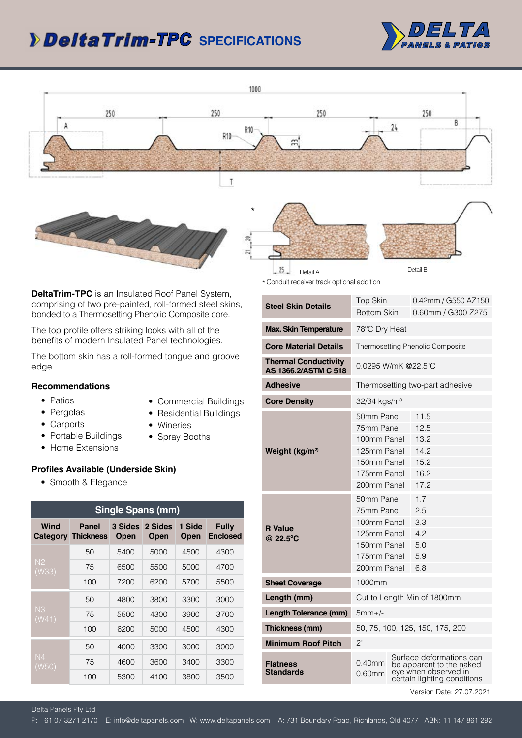# DeltaTrim-TPC SPECIFICATIONS

DELTA PANELS & PATIOS

Detail A

Detail B

* Conduit receiver track optional addition

**DeltaTrim-TPC** is an Insulated Roof Panel System, comprising of two pre-painted, roll-formed steel skins, bonded to a Thermosetting Phenolic Composite core.

The top profile offers striking looks with all of the benefits of modern Insulated Panel technologies.

The bottom skin has a roll-formed tongue and groove edge.

### Recommendations

- Patios
- Pergolas
- Carports
- Portable Buildings
- Home Extensions
- Commercial Buildings
- Residential Buildings
- Wineries
- Spray Booths

### Profiles Available (Underside Skin)

- Smooth & Elegance

| Single Spans (mm) | | | | | |
|---|---|---|---|---|---|
| **Wind Category** | **Panel Thickness** | **3 Sides Open** | **2 Sides Open** | **1 Side Open** | **Fully Enclosed** |
| N2 (W33) | 50 | 5400 | 5000 | 4500 | 4300 |
| | 75 | 6500 | 5500 | 5000 | 4700 |
| | 100 | 7200 | 6200 | 5700 | 5500 |
| N3 (W41) | 50 | 4800 | 3800 | 3300 | 3000 |
| | 75 | 5500 | 4300 | 3900 | 3700 |
| | 100 | 6200 | 5000 | 4500 | 4300 |
| N4 (W50) | 50 | 4000 | 3300 | 3000 | 3000 |
| | 75 | 4600 | 3600 | 3400 | 3300 |
| | 100 | 5300 | 4100 | 3800 | 3500 |

| | | |
|---|---|---|
| **Steel Skin Details** | Top Skin | 0.42mm / G550 AZ150 |
| | Bottom Skin | 0.60mm / G300 Z275 |
| **Max. Skin Temperature** | 78°C Dry Heat | |
| **Core Material Details** | Thermosetting Phenolic Composite | |
| **Thermal Conductivity AS 1366.2/ASTM C 518** | 0.0295 W/mK @22.5°C | |
| **Adhesive** | Thermosetting two-part adhesive | |
| **Core Density** | 32/34 kgs/m³ | |
| **Weight (kg/m²)** | 50mm Panel | 11.5 |
| | 75mm Panel | 12.5 |
| | 100mm Panel | 13.2 |
| | 125mm Panel | 14.2 |
| | 150mm Panel | 15.2 |
| | 175mm Panel | 16.2 |
| | 200mm Panel | 17.2 |
| **R Value @ 22.5°C** | 50mm Panel | 1.7 |
| | 75mm Panel | 2.5 |
| | 100mm Panel | 3.3 |
| | 125mm Panel | 4.2 |
| | 150mm Panel | 5.0 |
| | 175mm Panel | 5.9 |
| | 200mm Panel | 6.8 |
| **Sheet Coverage** | 1000mm | |
| **Length (mm)** | Cut to Length Min of 1800mm | |
| **Length Tolerance (mm)** | 5mm+/- | |
| **Thickness (mm)** | 50, 75, 100, 125, 150, 175, 200 | |
| **Minimum Roof Pitch** | 2° | |
| **Flatness Standards** | 0.40mm 0.60mm | Surface deformations can be apparent to the naked eye when observed in certain lighting conditions |

Version Date: 27.07.2021

Delta Panels Pty Ltd

P: +61 07 3271 2170 E: info@deltapanels.com W: www.deltapanels.com A: 731 Boundary Road, Richlands, Qld 4077 ABN: 11 147 861 292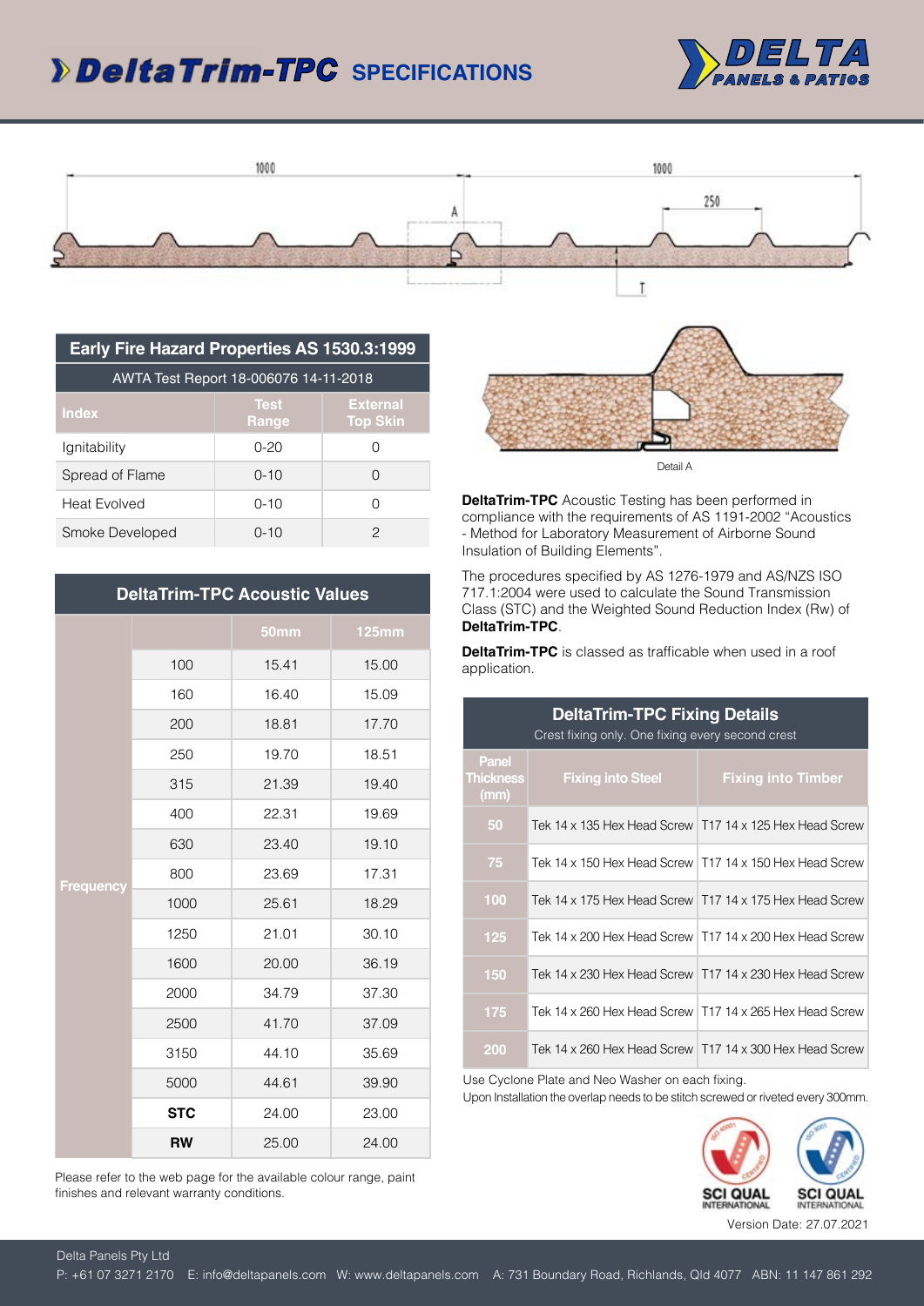# DeltaTrim-TPC SPECIFICATIONS

1000

1000

250

A

T

Detail A

## Early Fire Hazard Properties AS 1530.3:1999

AWTA Test Report 18-006076 14-11-2018

| Index | Test Range | External Top Skin |
|---|---|---|
| Ignitability | 0-20 | 0 |
| Spread of Flame | 0-10 | 0 |
| Heat Evolved | 0-10 | 0 |
| Smoke Developed | 0-10 | 2 |

## DeltaTrim-TPC Acoustic Values

| | | 50mm | 125mm |
|---|---|---|---|
| Frequency | 100 | 15.41 | 15.00 |
| | 160 | 16.40 | 15.09 |
| | 200 | 18.81 | 17.70 |
| | 250 | 19.70 | 18.51 |
| | 315 | 21.39 | 19.40 |
| | 400 | 22.31 | 19.69 |
| | 630 | 23.40 | 19.10 |
| | 800 | 23.69 | 17.31 |
| | 1000 | 25.61 | 18.29 |
| | 1250 | 21.01 | 30.10 |
| | 1600 | 20.00 | 36.19 |
| | 2000 | 34.79 | 37.30 |
| | 2500 | 41.70 | 37.09 |
| | 3150 | 44.10 | 35.69 |
| | 5000 | 44.61 | 39.90 |
| | **STC** | 24.00 | 23.00 |
| | **RW** | 25.00 | 24.00 |

Please refer to the web page for the available colour range, paint finishes and relevant warranty conditions.

**DeltaTrim-TPC** Acoustic Testing has been performed in compliance with the requirements of AS 1191-2002 "Acoustics - Method for Laboratory Measurement of Airborne Sound Insulation of Building Elements".

The procedures specified by AS 1276-1979 and AS/NZS ISO 717.1:2004 were used to calculate the Sound Transmission Class (STC) and the Weighted Sound Reduction Index (Rw) of **DeltaTrim-TPC**.

**DeltaTrim-TPC** is classed as trafficable when used in a roof application.

## DeltaTrim-TPC Fixing Details

Crest fixing only. One fixing every second crest

| Panel Thickness (mm) | Fixing into Steel | Fixing into Timber |
|---|---|---|
| 50 | Tek 14 x 135 Hex Head Screw | T17 14 x 125 Hex Head Screw |
| 75 | Tek 14 x 150 Hex Head Screw | T17 14 x 150 Hex Head Screw |
| 100 | Tek 14 x 175 Hex Head Screw | T17 14 x 175 Hex Head Screw |
| 125 | Tek 14 x 200 Hex Head Screw | T17 14 x 200 Hex Head Screw |
| 150 | Tek 14 x 230 Hex Head Screw | T17 14 x 230 Hex Head Screw |
| 175 | Tek 14 x 260 Hex Head Screw | T17 14 x 265 Hex Head Screw |
| 200 | Tek 14 x 260 Hex Head Screw | T17 14 x 300 Hex Head Screw |

Use Cyclone Plate and Neo Washer on each fixing.

Upon Installation the overlap needs to be stitch screwed or riveted every 300mm.

SCI QUAL INTERNATIONAL

SCI QUAL INTERNATIONAL

Version Date: 27.07.2021

Delta Panels Pty Ltd

P: +61 07 3271 2170 E: info@deltapanels.com W: www.deltapanels.com A: 731 Boundary Road, Richlands, Qld 4077 ABN: 11 147 861 292